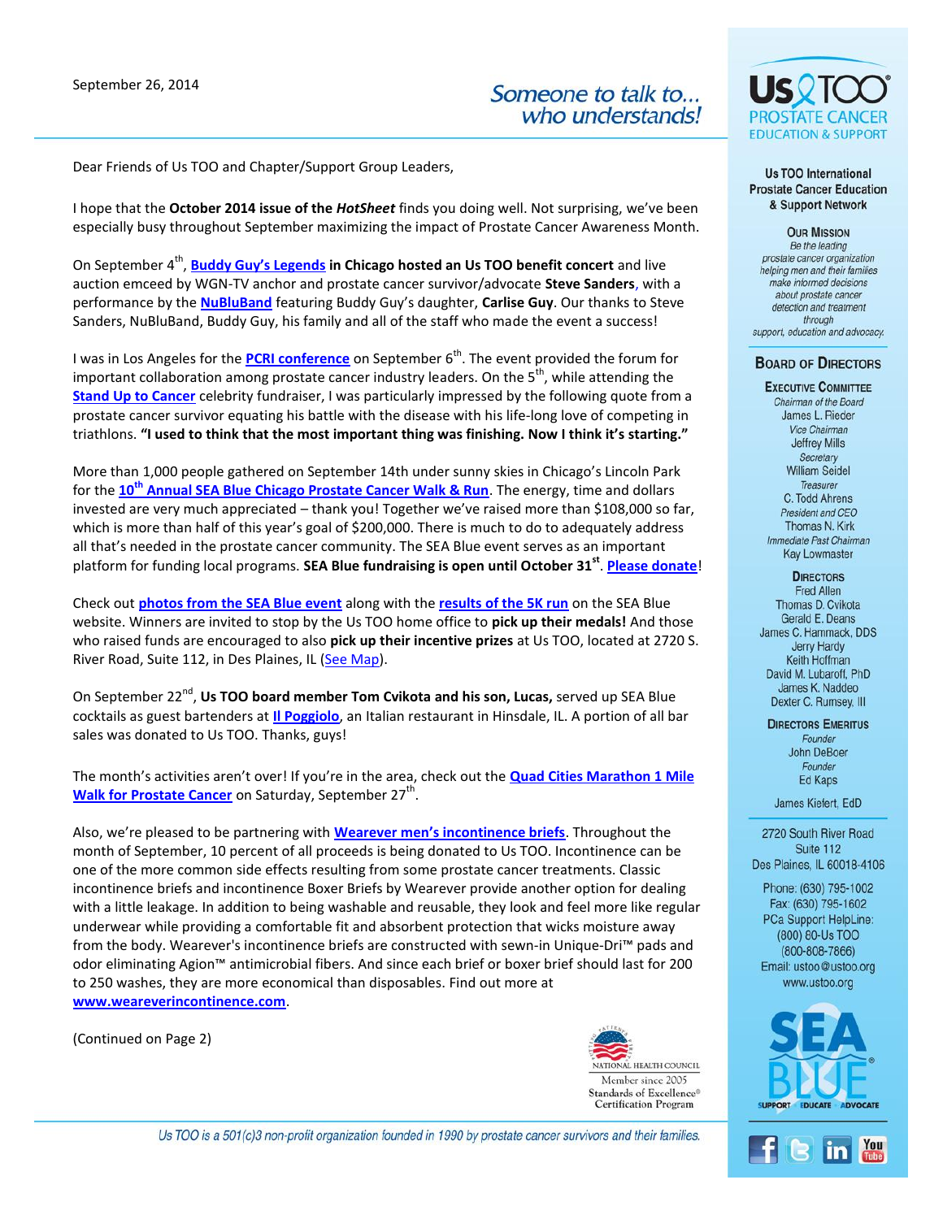September 26, 2014

*Someone to talk to... who understands!*

Dear Friends of Us TOO and Chapter/Support Group Leaders,

I hope that the **October 2014 issue of the *HotSheet*** finds you doing well. Not surprising, we've been especially busy throughout September maximizing the impact of Prostate Cancer Awareness Month.

On September 4th, **Buddy Guy's Legends** **in Chicago hosted an Us TOO benefit concert** and live auction emceed by WGN-TV anchor and prostate cancer survivor/advocate **Steve Sanders**, with a performance by the **NuBluBand** featuring Buddy Guy's daughter, **Carlise Guy**. Our thanks to Steve Sanders, NuBluBand, Buddy Guy, his family and all of the staff who made the event a success!

I was in Los Angeles for the **PCRI conference** on September 6th. The event provided the forum for important collaboration among prostate cancer industry leaders. On the 5th, while attending the **Stand Up to Cancer** celebrity fundraiser, I was particularly impressed by the following quote from a prostate cancer survivor equating his battle with the disease with his life-long love of competing in triathlons. **"I used to think that the most important thing was finishing. Now I think it's starting."**

More than 1,000 people gathered on September 14th under sunny skies in Chicago's Lincoln Park for the **10th Annual SEA Blue Chicago Prostate Cancer Walk & Run**. The energy, time and dollars invested are very much appreciated – thank you! Together we've raised more than $108,000 so far, which is more than half of this year's goal of $200,000. There is much to do to adequately address all that's needed in the prostate cancer community. The SEA Blue event serves as an important platform for funding local programs. **SEA Blue fundraising is open until October 31st**. **Please donate**!

Check out **photos from the SEA Blue event** along with the **results of the 5K run** on the SEA Blue website. Winners are invited to stop by the Us TOO home office to **pick up their medals!** And those who raised funds are encouraged to also **pick up their incentive prizes** at Us TOO, located at 2720 S. River Road, Suite 112, in Des Plaines, IL (See Map).

On September 22nd, **Us TOO board member Tom Cvikota and his son, Lucas,** served up SEA Blue cocktails as guest bartenders at **Il Poggiolo**, an Italian restaurant in Hinsdale, IL. A portion of all bar sales was donated to Us TOO. Thanks, guys!

The month's activities aren't over! If you're in the area, check out the **Quad Cities Marathon 1 Mile Walk for Prostate Cancer** on Saturday, September 27th.

Also, we're pleased to be partnering with **Wearever men's incontinence briefs**. Throughout the month of September, 10 percent of all proceeds is being donated to Us TOO. Incontinence can be one of the more common side effects resulting from some prostate cancer treatments. Classic incontinence briefs and incontinence Boxer Briefs by Wearever provide another option for dealing with a little leakage. In addition to being washable and reusable, they look and feel more like regular underwear while providing a comfortable fit and absorbent protection that wicks moisture away from the body. Wearever's incontinence briefs are constructed with sewn-in Unique-Dri™ pads and odor eliminating Agion™ antimicrobial fibers. And since each brief or boxer brief should last for 200 to 250 washes, they are more economical than disposables. Find out more at **www.weareverincontinence.com**.

(Continued on Page 2)

NATIONAL HEALTH COUNCIL
Member since 2005
Standards of Excellence® Certification Program

*Us TOO is a 501(c)3 non-profit organization founded in 1990 by prostate cancer survivors and their families.*

---

**Us TOO PROSTATE CANCER EDUCATION & SUPPORT**

**Us TOO International Prostate Cancer Education & Support Network**

**OUR MISSION**

*Be the leading prostate cancer organization helping men and their families make informed decisions about prostate cancer detection and treatment through support, education and advocacy.*

**BOARD OF DIRECTORS**

**EXECUTIVE COMMITTEE**

*Chairman of the Board*
James L. Rieder

*Vice Chairman*
Jeffrey Mills

*Secretary*
William Seidel

*Treasurer*
C. Todd Ahrens

*President and CEO*
Thomas N. Kirk

*Immediate Past Chairman*
Kay Lowmaster

**DIRECTORS**

Fred Allen
Thomas D. Cvikota
Gerald E. Deans
James C. Hammack, DDS
Jerry Hardy
Keith Hoffman
David M. Lubaroff, PhD
James K. Naddeo
Dexter C. Rumsey, III

**DIRECTORS EMERITUS**

*Founder*
John DeBoer

*Founder*
Ed Kaps

James Kiefert, EdD

2720 South River Road
Suite 112
Des Plaines, IL 60018-4106

Phone: (630) 795-1002
Fax: (630) 795-1602
PCa Support HelpLine: (800) 80-Us TOO (800-808-7866)
Email: ustoo@ustoo.org
www.ustoo.org

SEA BLUE — SUPPORT · EDUCATE · ADVOCATE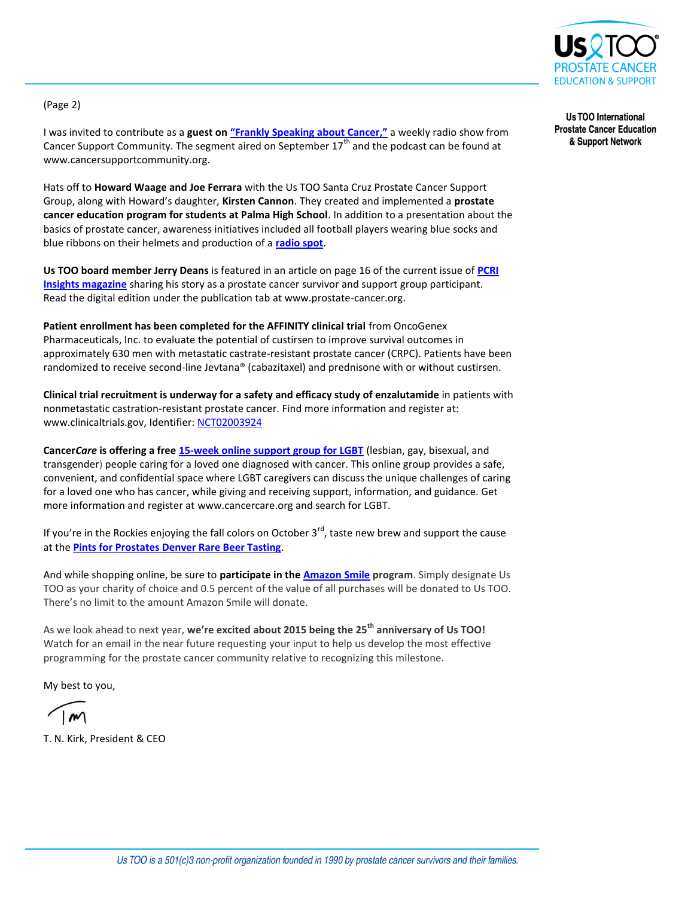(Page 2)

I was invited to contribute as a **guest on "Frankly Speaking about Cancer,"** a weekly radio show from Cancer Support Community. The segment aired on September 17th and the podcast can be found at www.cancersupportcommunity.org.

Hats off to **Howard Waage and Joe Ferrara** with the Us TOO Santa Cruz Prostate Cancer Support Group, along with Howard's daughter, **Kirsten Cannon**. They created and implemented a **prostate cancer education program for students at Palma High School**. In addition to a presentation about the basics of prostate cancer, awareness initiatives included all football players wearing blue socks and blue ribbons on their helmets and production of a **radio spot**.

**Us TOO board member Jerry Deans** is featured in an article on page 16 of the current issue of **PCRI Insights magazine** sharing his story as a prostate cancer survivor and support group participant. Read the digital edition under the publication tab at www.prostate-cancer.org.

**Patient enrollment has been completed for the AFFINITY clinical trial** from OncoGenex Pharmaceuticals, Inc. to evaluate the potential of custirsen to improve survival outcomes in approximately 630 men with metastatic castrate-resistant prostate cancer (CRPC). Patients have been randomized to receive second-line Jevtana® (cabazitaxel) and prednisone with or without custirsen.

**Clinical trial recruitment is underway for a safety and efficacy study of enzalutamide** in patients with nonmetastatic castration-resistant prostate cancer. Find more information and register at: www.clinicaltrials.gov, Identifier: NCT02003924

**Cancer*Care* is offering a free 15-week online support group for LGBT** (lesbian, gay, bisexual, and transgender) people caring for a loved one diagnosed with cancer. This online group provides a safe, convenient, and confidential space where LGBT caregivers can discuss the unique challenges of caring for a loved one who has cancer, while giving and receiving support, information, and guidance. Get more information and register at www.cancercare.org and search for LGBT.

If you're in the Rockies enjoying the fall colors on October 3rd, taste new brew and support the cause at the **Pints for Prostates Denver Rare Beer Tasting**.

And while shopping online, be sure to **participate in the Amazon Smile program**. Simply designate Us TOO as your charity of choice and 0.5 percent of the value of all purchases will be donated to Us TOO. There's no limit to the amount Amazon Smile will donate.

As we look ahead to next year, **we're excited about 2015 being the 25th anniversary of Us TOO!** Watch for an email in the near future requesting your input to help us develop the most effective programming for the prostate cancer community relative to recognizing this milestone.

My best to you,

T. N. Kirk, President & CEO

Us TOO is a 501(c)3 non-profit organization founded in 1990 by prostate cancer survivors and their families.